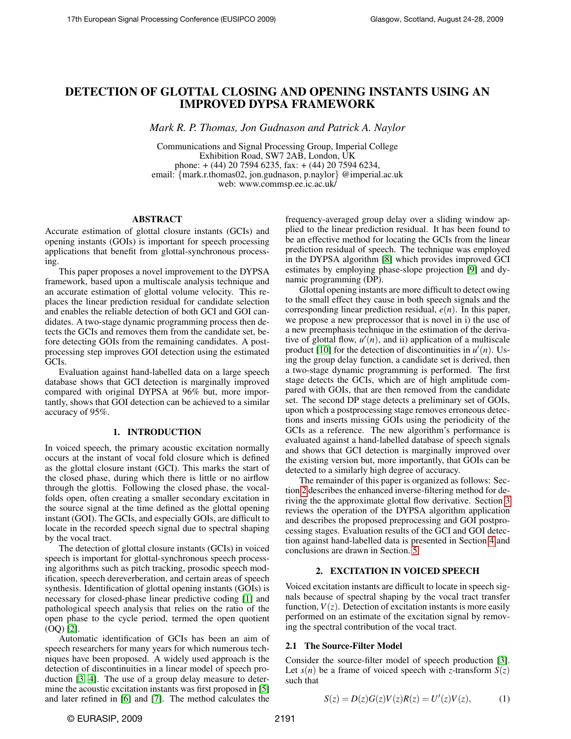# DETECTION OF GLOTTAL CLOSING AND OPENING INSTANTS USING AN IMPROVED DYPSA FRAMEWORK

*Mark R. P. Thomas, Jon Gudnason and Patrick A. Naylor*

Communications and Signal Processing Group, Imperial College
Exhibition Road, SW7 2AB, London, UK
phone: + (44) 20 7594 6235, fax: + (44) 20 7594 6234,
email: {mark.r.thomas02, jon.gudnason, p.naylor} @imperial.ac.uk
web: www.commsp.ee.ic.ac.uk/

## ABSTRACT

Accurate estimation of glottal closure instants (GCIs) and opening instants (GOIs) is important for speech processing applications that benefit from glottal-synchronous processing.

This paper proposes a novel improvement to the DYPSA framework, based upon a multiscale analysis technique and an accurate estimation of glottal volume velocity. This replaces the linear prediction residual for candidate selection and enables the reliable detection of both GCI and GOI candidates. A two-stage dynamic programming process then detects the GCIs and removes them from the candidate set, before detecting GOIs from the remaining candidates. A postprocessing step improves GOI detection using the estimated GCIs.

Evaluation against hand-labelled data on a large speech database shows that GCI detection is marginally improved compared with original DYPSA at 96% but, more importantly, shows that GOI detection can be achieved to a similar accuracy of 95%.

## 1. INTRODUCTION

In voiced speech, the primary acoustic excitation normally occurs at the instant of vocal fold closure which is defined as the glottal closure instant (GCI). This marks the start of the closed phase, during which there is little or no airflow through the glottis. Following the closed phase, the vocal-folds open, often creating a smaller secondary excitation in the source signal at the time defined as the glottal opening instant (GOI). The GCIs, and especially GOIs, are difficult to locate in the recorded speech signal due to spectral shaping by the vocal tract.

The detection of glottal closure instants (GCIs) in voiced speech is important for glottal-synchronous speech processing algorithms such as pitch tracking, prosodic speech modification, speech dereverberation, and certain areas of speech synthesis. Identification of glottal opening instants (GOIs) is necessary for closed-phase linear predictive coding [1] and pathological speech analysis that relies on the ratio of the open phase to the cycle period, termed the open quotient (OQ) [2].

Automatic identification of GCIs has been an aim of speech researchers for many years for which numerous techniques have been proposed. A widely used approach is the detection of discontinuities in a linear model of speech production [3, 4]. The use of a group delay measure to determine the acoustic excitation instants was first proposed in [5] and later refined in [6] and [7]. The method calculates the frequency-averaged group delay over a sliding window applied to the linear prediction residual. It has been found to be an effective method for locating the GCIs from the linear prediction residual of speech. The technique was employed in the DYPSA algorithm [8] which provides improved GCI estimates by employing phase-slope projection [9] and dynamic programming (DP).

Glottal opening instants are more difficult to detect owing to the small effect they cause in both speech signals and the corresponding linear prediction residual, $e(n)$. In this paper, we propose a new preprocessor that is novel in i) the use of a new preemphasis technique in the estimation of the derivative of glottal flow, $u'(n)$, and ii) application of a multiscale product [10] for the detection of discontinuities in $u'(n)$. Using the group delay function, a candidate set is derived, then a two-stage dynamic programming is performed. The first stage detects the GCIs, which are of high amplitude compared with GOIs, that are then removed from the candidate set. The second DP stage detects a preliminary set of GOIs, upon which a postprocessing stage removes erroneous detections and inserts missing GOIs using the periodicity of the GCIs as a reference. The new algorithm's performance is evaluated against a hand-labelled database of speech signals and shows that GCI detection is marginally improved over the existing version but, more importantly, that GOIs can be detected to a similarly high degree of accuracy.

The remainder of this paper is organized as follows: Section 2 describes the enhanced inverse-filtering method for deriving the the approximate glottal flow derivative. Section 3 reviews the operation of the DYPSA algorithm application and describes the proposed preprocessing and GOI postprocessing stages. Evaluation results of the GCI and GOI detection against hand-labelled data is presented in Section 4 and conclusions are drawn in Section 5.

## 2. EXCITATION IN VOICED SPEECH

Voiced excitation instants are difficult to locate in speech signals because of spectral shaping by the vocal tract transfer function, $V(z)$. Detection of excitation instants is more easily performed on an estimate of the excitation signal by removing the spectral contribution of the vocal tract.

### 2.1 The Source-Filter Model

Consider the source-filter model of speech production [3]. Let $s(n)$ be a frame of voiced speech with $z$-transform $S(z)$ such that

$$S(z) = D(z)G(z)V(z)R(z) = U'(z)V(z), \tag{1}$$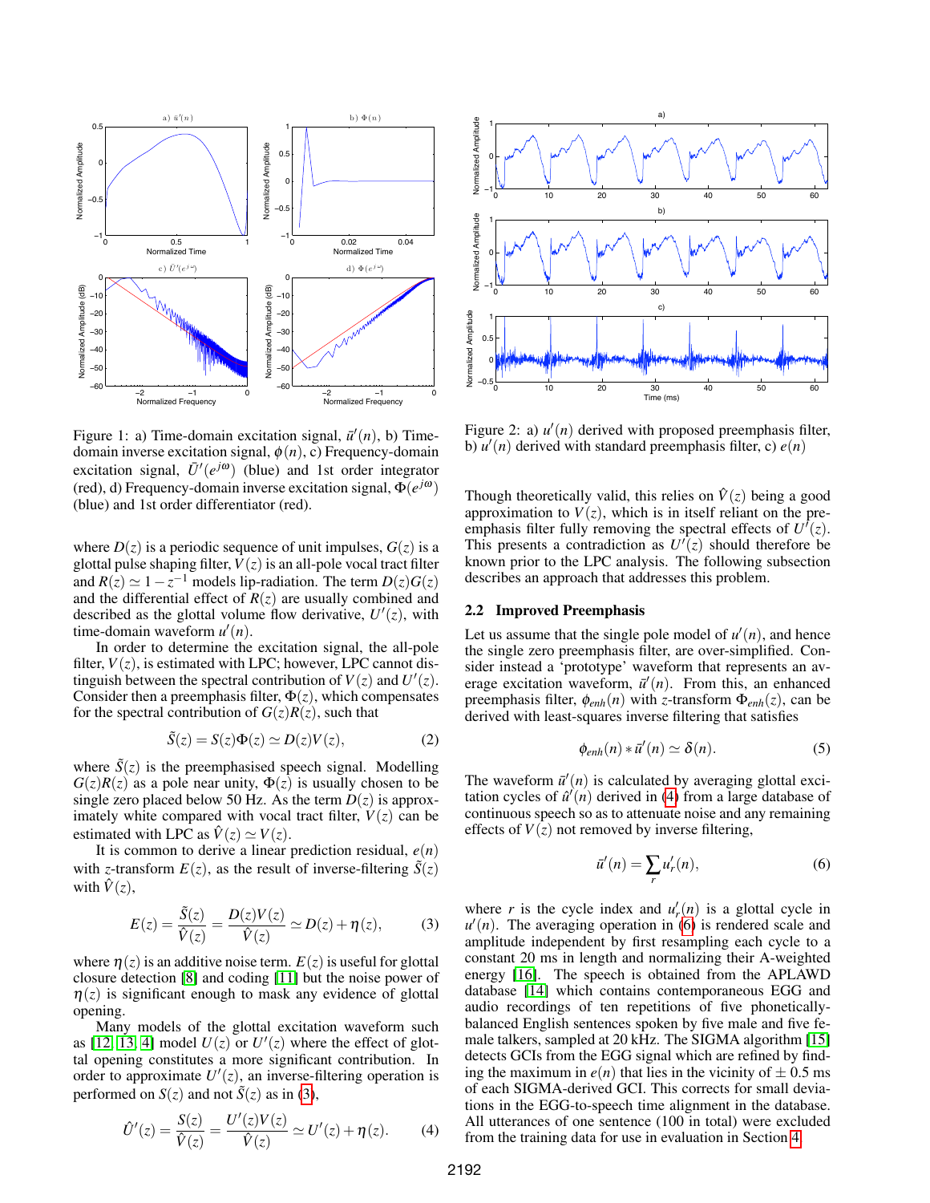Figure 1: a) Time-domain excitation signal, $\bar{u}'(n)$, b) Time-domain inverse excitation signal, $\phi(n)$, c) Frequency-domain excitation signal, $\bar{U}'(e^{j\omega})$ (blue) and 1st order integrator (red), d) Frequency-domain inverse excitation signal, $\Phi(e^{j\omega})$ (blue) and 1st order differentiator (red).

where $D(z)$ is a periodic sequence of unit impulses, $G(z)$ is a glottal pulse shaping filter, $V(z)$ is an all-pole vocal tract filter and $R(z) \simeq 1 - z^{-1}$ models lip-radiation. The term $D(z)G(z)$ and the differential effect of $R(z)$ are usually combined and described as the glottal volume flow derivative, $U'(z)$, with time-domain waveform $u'(n)$.

In order to determine the excitation signal, the all-pole filter, $V(z)$, is estimated with LPC; however, LPC cannot distinguish between the spectral contribution of $V(z)$ and $U'(z)$. Consider then a preemphasis filter, $\Phi(z)$, which compensates for the spectral contribution of $G(z)R(z)$, such that

$$\tilde{S}(z) = S(z)\Phi(z) \simeq D(z)V(z), \tag{2}$$

where $\tilde{S}(z)$ is the preemphasised speech signal. Modelling $G(z)R(z)$ as a pole near unity, $\Phi(z)$ is usually chosen to be single zero placed below 50 Hz. As the term $D(z)$ is approximately white compared with vocal tract filter, $V(z)$ can be estimated with LPC as $\hat{V}(z) \simeq V(z)$.

It is common to derive a linear prediction residual, $e(n)$ with $z$-transform $E(z)$, as the result of inverse-filtering $\tilde{S}(z)$ with $\hat{V}(z)$,

$$E(z) = \frac{\tilde{S}(z)}{\hat{V}(z)} = \frac{D(z)V(z)}{\hat{V}(z)} \simeq D(z) + \eta(z), \tag{3}$$

where $\eta(z)$ is an additive noise term. $E(z)$ is useful for glottal closure detection [8] and coding [11] but the noise power of $\eta(z)$ is significant enough to mask any evidence of glottal opening.

Many models of the glottal excitation waveform such as [12, 13, 4] model $U(z)$ or $U'(z)$ where the effect of glottal opening constitutes a more significant contribution. In order to approximate $U'(z)$, an inverse-filtering operation is performed on $S(z)$ and not $\tilde{S}(z)$ as in (3),

$$\hat{U}'(z) = \frac{S(z)}{\hat{V}(z)} = \frac{U'(z)V(z)}{\hat{V}(z)} \simeq U'(z) + \eta(z). \tag{4}$$

Figure 2: a) $u'(n)$ derived with proposed preemphasis filter, b) $u'(n)$ derived with standard preemphasis filter, c) $e(n)$

Though theoretically valid, this relies on $\hat{V}(z)$ being a good approximation to $V(z)$, which is in itself reliant on the preemphasis filter fully removing the spectral effects of $U'(z)$. This presents a contradiction as $U'(z)$ should therefore be known prior to the LPC analysis. The following subsection describes an approach that addresses this problem.

### 2.2 Improved Preemphasis

Let us assume that the single pole model of $u'(n)$, and hence the single zero preemphasis filter, are over-simplified. Consider instead a 'prototype' waveform that represents an average excitation waveform, $\bar{u}'(n)$. From this, an enhanced preemphasis filter, $\phi_{enh}(n)$ with $z$-transform $\Phi_{enh}(z)$, can be derived with least-squares inverse filtering that satisfies

$$\phi_{enh}(n) * \bar{u}'(n) \simeq \delta(n). \tag{5}$$

The waveform $\bar{u}'(n)$ is calculated by averaging glottal excitation cycles of $\hat{u}'(n)$ derived in (4) from a large database of continuous speech so as to attenuate noise and any remaining effects of $V(z)$ not removed by inverse filtering,

$$\bar{u}'(n) = \sum_r u'_r(n), \tag{6}$$

where $r$ is the cycle index and $u'_r(n)$ is a glottal cycle in $u'(n)$. The averaging operation in (6) is rendered scale and amplitude independent by first resampling each cycle to a constant 20 ms in length and normalizing their A-weighted energy [16]. The speech is obtained from the APLAWD database [14] which contains contemporaneous EGG and audio recordings of ten repetitions of five phonetically-balanced English sentences spoken by five male and five female talkers, sampled at 20 kHz. The SIGMA algorithm [15] detects GCIs from the EGG signal which are refined by finding the maximum in $e(n)$ that lies in the vicinity of $\pm$ 0.5 ms of each SIGMA-derived GCI. This corrects for small deviations in the EGG-to-speech time alignment in the database. All utterances of one sentence (100 in total) were excluded from the training data for use in evaluation in Section 4.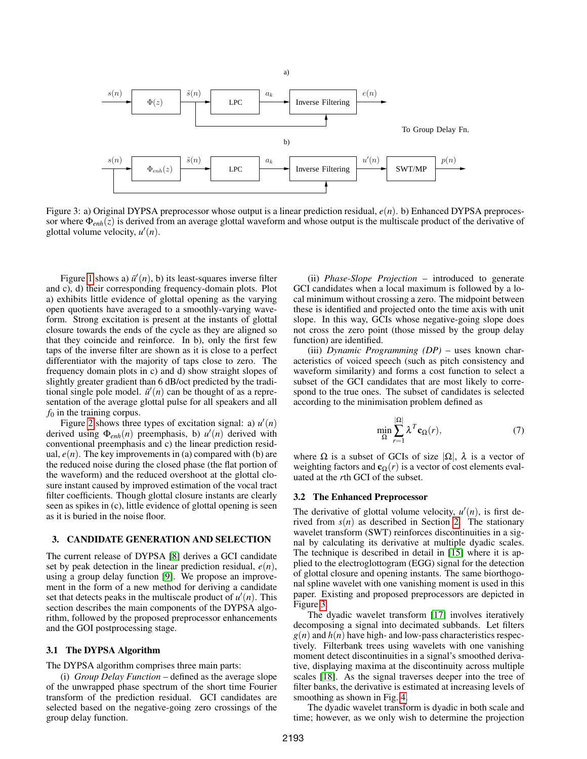a)

$s(n)$ → $\Phi(z)$ → $\tilde{s}(n)$ → LPC → $a_k$ → Inverse Filtering → $e(n)$

To Group Delay Fn.

b)

$s(n)$ → $\Phi_{enh}(z)$ → $\tilde{s}(n)$ → LPC → $a_k$ → Inverse Filtering → $u'(n)$ → SWT/MP → $p(n)$

Figure 3: a) Original DYPSA preprocessor whose output is a linear prediction residual, $e(n)$. b) Enhanced DYPSA preprocessor where $\Phi_{enh}(z)$ is derived from an average glottal waveform and whose output is the multiscale product of the derivative of glottal volume velocity, $u'(n)$.

Figure 1 shows a) $\bar{u}'(n)$, b) its least-squares inverse filter and c), d) their corresponding frequency-domain plots. Plot a) exhibits little evidence of glottal opening as the varying open quotients have averaged to a smoothly-varying waveform. Strong excitation is present at the instants of glottal closure towards the ends of the cycle as they are aligned so that they coincide and reinforce. In b), only the first few taps of the inverse filter are shown as it is close to a perfect differentiator with the majority of taps close to zero. The frequency domain plots in c) and d) show straight slopes of slightly greater gradient than 6 dB/oct predicted by the traditional single pole model. $\bar{u}'(n)$ can be thought of as a representation of the average glottal pulse for all speakers and all $f_0$ in the training corpus.

Figure 2 shows three types of excitation signal: a) $u'(n)$ derived using $\Phi_{enh}(n)$ preemphasis, b) $u'(n)$ derived with conventional preemphasis and c) the linear prediction residual, $e(n)$. The key improvements in (a) compared with (b) are the reduced noise during the closed phase (the flat portion of the waveform) and the reduced overshoot at the glottal closure instant caused by improved estimation of the vocal tract filter coefficients. Though glottal closure instants are clearly seen as spikes in (c), little evidence of glottal opening is seen as it is buried in the noise floor.

## 3. CANDIDATE GENERATION AND SELECTION

The current release of DYPSA [8] derives a GCI candidate set by peak detection in the linear prediction residual, $e(n)$, using a group delay function [9]. We propose an improvement in the form of a new method for deriving a candidate set that detects peaks in the multiscale product of $u'(n)$. This section describes the main components of the DYPSA algorithm, followed by the proposed preprocessor enhancements and the GOI postprocessing stage.

### 3.1 The DYPSA Algorithm

The DYPSA algorithm comprises three main parts:

(i) *Group Delay Function* – defined as the average slope of the unwrapped phase spectrum of the short time Fourier transform of the prediction residual. GCI candidates are selected based on the negative-going zero crossings of the group delay function.

(ii) *Phase-Slope Projection* – introduced to generate GCI candidates when a local maximum is followed by a local minimum without crossing a zero. The midpoint between these is identified and projected onto the time axis with unit slope. In this way, GCIs whose negative-going slope does not cross the zero point (those missed by the group delay function) are identified.

(iii) *Dynamic Programming (DP)* – uses known characteristics of voiced speech (such as pitch consistency and waveform similarity) and forms a cost function to select a subset of the GCI candidates that are most likely to correspond to the true ones. The subset of candidates is selected according to the minimisation problem defined as

$$\min_{\Omega} \sum_{r=1}^{|\Omega|} \lambda^T \mathbf{c}_{\Omega}(r), \tag{7}$$

where $\Omega$ is a subset of GCIs of size $|\Omega|$, $\lambda$ is a vector of weighting factors and $\mathbf{c}_{\Omega}(r)$ is a vector of cost elements evaluated at the $r$th GCI of the subset.

### 3.2 The Enhanced Preprocessor

The derivative of glottal volume velocity, $u'(n)$, is first derived from $s(n)$ as described in Section 2. The stationary wavelet transform (SWT) reinforces discontinuities in a signal by calculating its derivative at multiple dyadic scales. The technique is described in detail in [15] where it is applied to the electroglottogram (EGG) signal for the detection of glottal closure and opening instants. The same biorthogonal spline wavelet with one vanishing moment is used in this paper. Existing and proposed preprocessors are depicted in Figure 3.

The dyadic wavelet transform [17] involves iteratively decomposing a signal into decimated subbands. Let filters $g(n)$ and $h(n)$ have high- and low-pass characteristics respectively. Filterbank trees using wavelets with one vanishing moment detect discontinuities in a signal's smoothed derivative, displaying maxima at the discontinuity across multiple scales [18]. As the signal traverses deeper into the tree of filter banks, the derivative is estimated at increasing levels of smoothing as shown in Fig. 4.

The dyadic wavelet transform is dyadic in both scale and time; however, as we only wish to determine the projection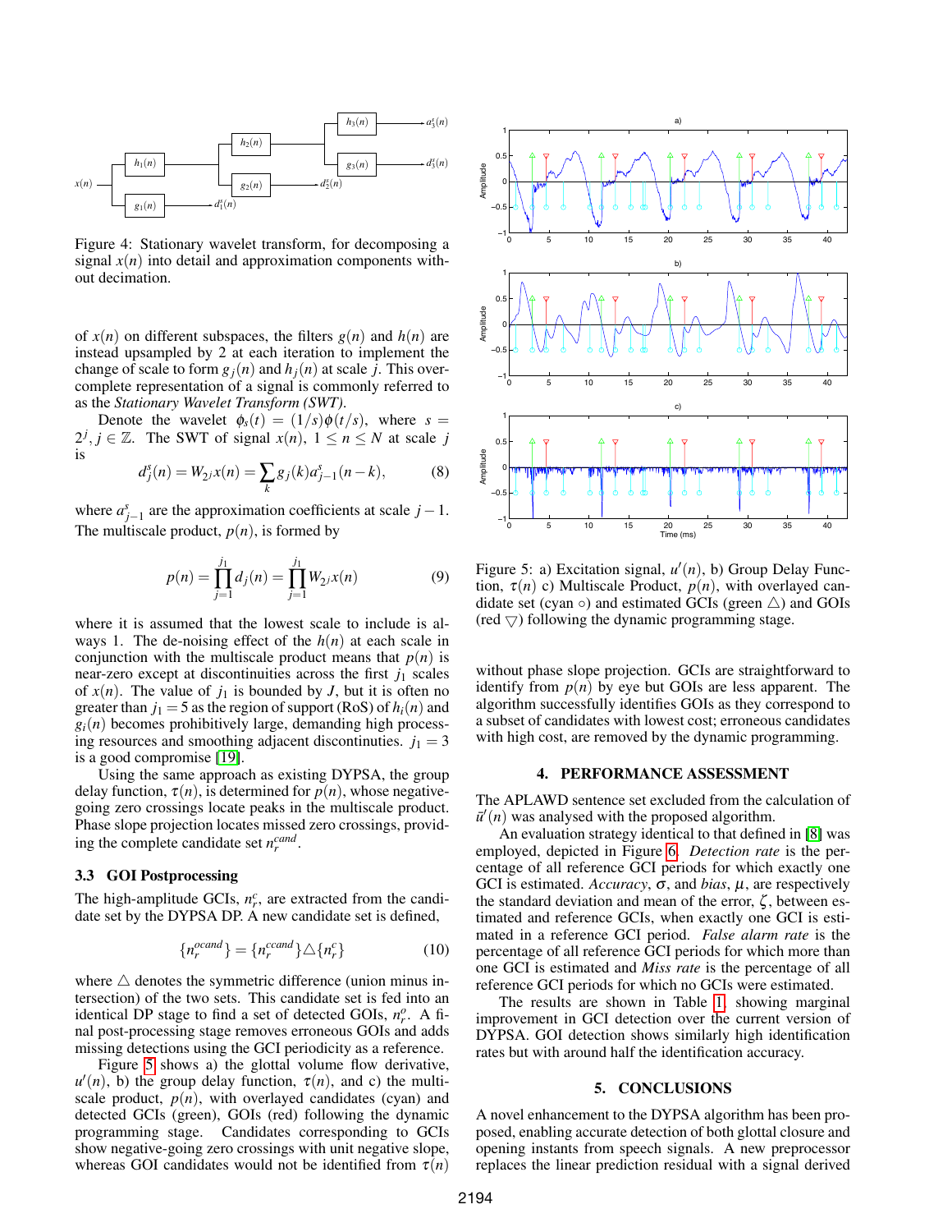Figure 4: Stationary wavelet transform, for decomposing a signal $x(n)$ into detail and approximation components without decimation.

of $x(n)$ on different subspaces, the filters $g(n)$ and $h(n)$ are instead upsampled by 2 at each iteration to implement the change of scale to form $g_j(n)$ and $h_j(n)$ at scale $j$. This overcomplete representation of a signal is commonly referred to as the *Stationary Wavelet Transform (SWT)*.

Denote the wavelet $\phi_s(t) = (1/s)\phi(t/s)$, where $s = 2^j, j \in \mathbb{Z}$. The SWT of signal $x(n)$, $1 \leq n \leq N$ at scale $j$ is

$$d_j^s(n) = W_{2^j}x(n) = \sum_k g_j(k) a_{j-1}^s(n-k), \tag{8}$$

where $a_{j-1}^s$ are the approximation coefficients at scale $j-1$. The multiscale product, $p(n)$, is formed by

$$p(n) = \prod_{j=1}^{j_1} d_j(n) = \prod_{j=1}^{j_1} W_{2^j}x(n) \tag{9}$$

where it is assumed that the lowest scale to include is always 1. The de-noising effect of the $h(n)$ at each scale in conjunction with the multiscale product means that $p(n)$ is near-zero except at discontinuities across the first $j_1$ scales of $x(n)$. The value of $j_1$ is bounded by $J$, but it is often no greater than $j_1 = 5$ as the region of support (RoS) of $h_i(n)$ and $g_i(n)$ becomes prohibitively large, demanding high processing resources and smoothing adjacent discontinuities. $j_1 = 3$ is a good compromise [19].

Using the same approach as existing DYPSA, the group delay function, $\tau(n)$, is determined for $p(n)$, whose negative-going zero crossings locate peaks in the multiscale product. Phase slope projection locates missed zero crossings, providing the complete candidate set $n_r^{cand}$.

### 3.3 GOI Postprocessing

The high-amplitude GCIs, $n_r^c$, are extracted from the candidate set by the DYPSA DP. A new candidate set is defined,

$$\{n_r^{ocand}\} = \{n_r^{ccand}\} \triangle \{n_r^c\} \tag{10}$$

where $\triangle$ denotes the symmetric difference (union minus intersection) of the two sets. This candidate set is fed into an identical DP stage to find a set of detected GOIs, $n_r^o$. A final post-processing stage removes erroneous GOIs and adds missing detections using the GCI periodicity as a reference.

Figure 5 shows a) the glottal volume flow derivative, $u'(n)$, b) the group delay function, $\tau(n)$, and c) the multiscale product, $p(n)$, with overlayed candidates (cyan) and detected GCIs (green), GOIs (red) following the dynamic programming stage. Candidates corresponding to GCIs show negative-going zero crossings with unit negative slope, whereas GOI candidates would not be identified from $\tau(n)$ without phase slope projection. GCIs are straightforward to identify from $p(n)$ by eye but GOIs are less apparent. The algorithm successfully identifies GOIs as they correspond to a subset of candidates with lowest cost; erroneous candidates with high cost, are removed by the dynamic programming.

Figure 5: a) Excitation signal, $u'(n)$, b) Group Delay Function, $\tau(n)$ c) Multiscale Product, $p(n)$, with overlayed candidate set (cyan $\circ$) and estimated GCIs (green $\triangle$) and GOIs (red $\bigtriangledown$) following the dynamic programming stage.

## 4. PERFORMANCE ASSESSMENT

The APLAWD sentence set excluded from the calculation of $\vec{u}'(n)$ was analysed with the proposed algorithm.

An evaluation strategy identical to that defined in [8] was employed, depicted in Figure 6. *Detection rate* is the percentage of all reference GCI periods for which exactly one GCI is estimated. *Accuracy*, $\sigma$, and *bias*, $\mu$, are respectively the standard deviation and mean of the error, $\zeta$, between estimated and reference GCIs, when exactly one GCI is estimated in a reference GCI period. *False alarm rate* is the percentage of all reference GCI periods for which more than one GCI is estimated and *Miss rate* is the percentage of all reference GCI periods for which no GCIs were estimated.

The results are shown in Table 1, showing marginal improvement in GCI detection over the current version of DYPSA. GOI detection shows similarly high identification rates but with around half the identification accuracy.

## 5. CONCLUSIONS

A novel enhancement to the DYPSA algorithm has been proposed, enabling accurate detection of both glottal closure and opening instants from speech signals. A new preprocessor replaces the linear prediction residual with a signal derived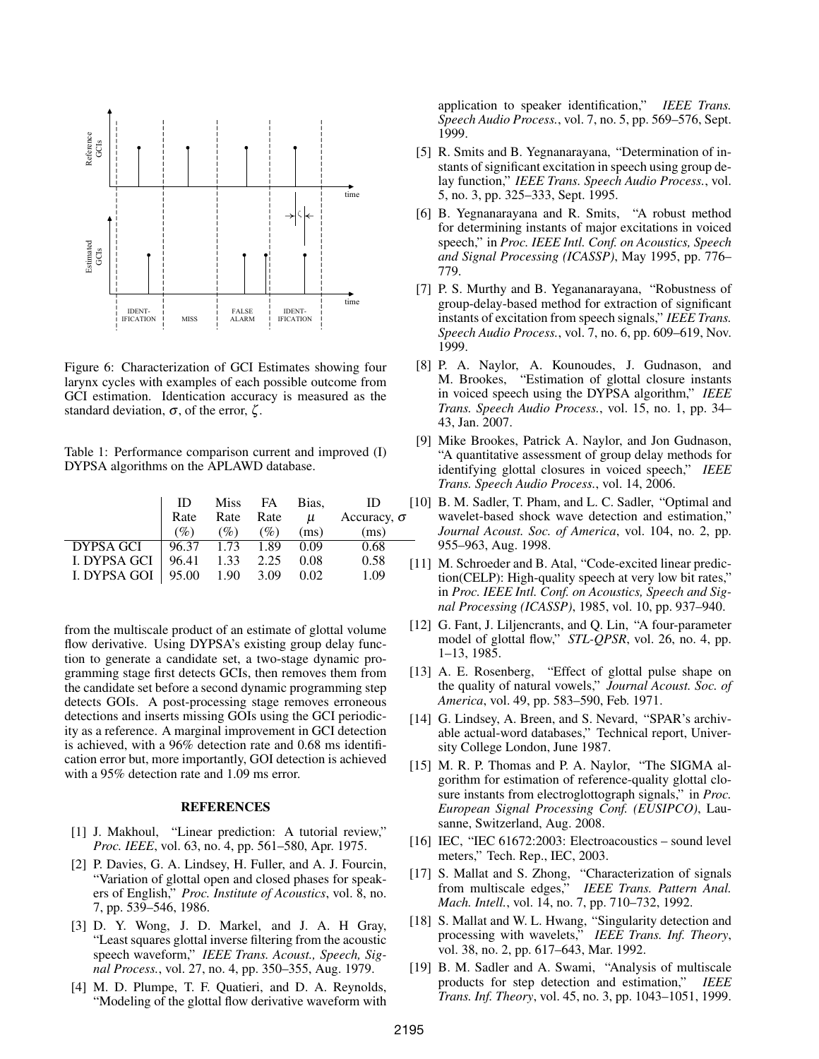Reference GCIs

Estimated GCIs

time

time

ζ

IDENT-IFICATION

MISS

FALSE ALARM

IDENT-IFICATION

Figure 6: Characterization of GCI Estimates showing four larynx cycles with examples of each possible outcome from GCI estimation. Identication accuracy is measured as the standard deviation, $\sigma$, of the error, $\zeta$.

Table 1: Performance comparison current and improved (I) DYPSA algorithms on the APLAWD database.

| | ID Rate (%) | Miss Rate (%) | FA Rate (%) | Bias, $\mu$ (ms) | ID Accuracy, $\sigma$ (ms) |
|---|---|---|---|---|---|
| DYPSA GCI | 96.37 | 1.73 | 1.89 | 0.09 | 0.68 |
| I. DYPSA GCI | 96.41 | 1.33 | 2.25 | 0.08 | 0.58 |
| I. DYPSA GOI | 95.00 | 1.90 | 3.09 | 0.02 | 1.09 |

from the multiscale product of an estimate of glottal volume flow derivative. Using DYPSA's existing group delay function to generate a candidate set, a two-stage dynamic programming stage first detects GCIs, then removes them from the candidate set before a second dynamic programming step detects GOIs. A post-processing stage removes erroneous detections and inserts missing GOIs using the GCI periodicity as a reference. A marginal improvement in GCI detection is achieved, with a 96% detection rate and 0.68 ms identification error but, more importantly, GOI detection is achieved with a 95% detection rate and 1.09 ms error.

## REFERENCES

[1] J. Makhoul, "Linear prediction: A tutorial review," *Proc. IEEE*, vol. 63, no. 4, pp. 561–580, Apr. 1975.

[2] P. Davies, G. A. Lindsey, H. Fuller, and A. J. Fourcin, "Variation of glottal open and closed phases for speakers of English," *Proc. Institute of Acoustics*, vol. 8, no. 7, pp. 539–546, 1986.

[3] D. Y. Wong, J. D. Markel, and J. A. H Gray, "Least squares glottal inverse filtering from the acoustic speech waveform," *IEEE Trans. Acoust., Speech, Signal Process.*, vol. 27, no. 4, pp. 350–355, Aug. 1979.

[4] M. D. Plumpe, T. F. Quatieri, and D. A. Reynolds, "Modeling of the glottal flow derivative waveform with application to speaker identification," *IEEE Trans. Speech Audio Process.*, vol. 7, no. 5, pp. 569–576, Sept. 1999.

[5] R. Smits and B. Yegnanarayana, "Determination of instants of significant excitation in speech using group delay function," *IEEE Trans. Speech Audio Process.*, vol. 5, no. 3, pp. 325–333, Sept. 1995.

[6] B. Yegnanarayana and R. Smits, "A robust method for determining instants of major excitations in voiced speech," in *Proc. IEEE Intl. Conf. on Acoustics, Speech and Signal Processing (ICASSP)*, May 1995, pp. 776–779.

[7] P. S. Murthy and B. Yegananarayana, "Robustness of group-delay-based method for extraction of significant instants of excitation from speech signals," *IEEE Trans. Speech Audio Process.*, vol. 7, no. 6, pp. 609–619, Nov. 1999.

[8] P. A. Naylor, A. Kounoudes, J. Gudnason, and M. Brookes, "Estimation of glottal closure instants in voiced speech using the DYPSA algorithm," *IEEE Trans. Speech Audio Process.*, vol. 15, no. 1, pp. 34–43, Jan. 2007.

[9] Mike Brookes, Patrick A. Naylor, and Jon Gudnason, "A quantitative assessment of group delay methods for identifying glottal closures in voiced speech," *IEEE Trans. Speech Audio Process.*, vol. 14, 2006.

[10] B. M. Sadler, T. Pham, and L. C. Sadler, "Optimal and wavelet-based shock wave detection and estimation," *Journal Acoust. Soc. of America*, vol. 104, no. 2, pp. 955–963, Aug. 1998.

[11] M. Schroeder and B. Atal, "Code-excited linear prediction(CELP): High-quality speech at very low bit rates," in *Proc. IEEE Intl. Conf. on Acoustics, Speech and Signal Processing (ICASSP)*, 1985, vol. 10, pp. 937–940.

[12] G. Fant, J. Liljencrants, and Q. Lin, "A four-parameter model of glottal flow," *STL-QPSR*, vol. 26, no. 4, pp. 1–13, 1985.

[13] A. E. Rosenberg, "Effect of glottal pulse shape on the quality of natural vowels," *Journal Acoust. Soc. of America*, vol. 49, pp. 583–590, Feb. 1971.

[14] G. Lindsey, A. Breen, and S. Nevard, "SPAR's archivable actual-word databases," Technical report, University College London, June 1987.

[15] M. R. P. Thomas and P. A. Naylor, "The SIGMA algorithm for estimation of reference-quality glottal closure instants from electroglottograph signals," in *Proc. European Signal Processing Conf. (EUSIPCO)*, Lausanne, Switzerland, Aug. 2008.

[16] IEC, "IEC 61672:2003: Electroacoustics – sound level meters," Tech. Rep., IEC, 2003.

[17] S. Mallat and S. Zhong, "Characterization of signals from multiscale edges," *IEEE Trans. Pattern Anal. Mach. Intell.*, vol. 14, no. 7, pp. 710–732, 1992.

[18] S. Mallat and W. L. Hwang, "Singularity detection and processing with wavelets," *IEEE Trans. Inf. Theory*, vol. 38, no. 2, pp. 617–643, Mar. 1992.

[19] B. M. Sadler and A. Swami, "Analysis of multiscale products for step detection and estimation," *IEEE Trans. Inf. Theory*, vol. 45, no. 3, pp. 1043–1051, 1999.